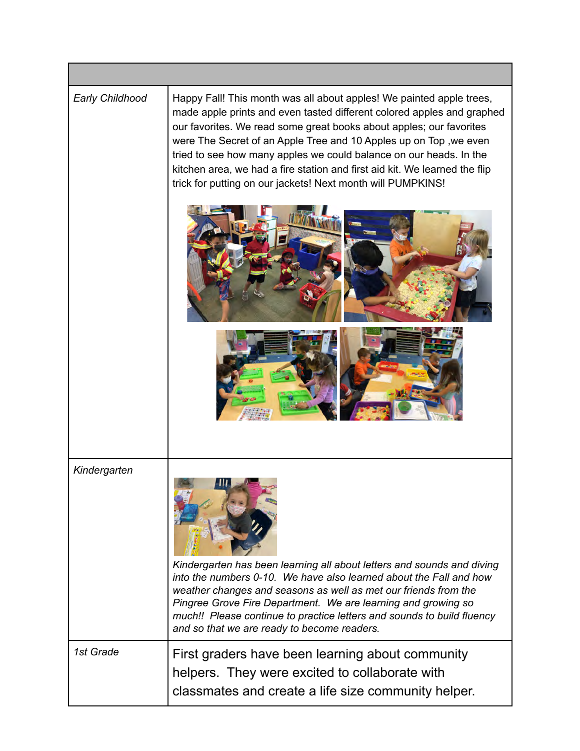| | |
|---|---|
| *Early Childhood* | Happy Fall! This month was all about apples! We painted apple trees, made apple prints and even tasted different colored apples and graphed our favorites. We read some great books about apples; our favorites were The Secret of an Apple Tree and 10 Apples up on Top ,we even tried to see how many apples we could balance on our heads. In the kitchen area, we had a fire station and first aid kit. We learned the flip trick for putting on our jackets! Next month will PUMPKINS! |
| *Kindergarten* | *Kindergarten has been learning all about letters and sounds and diving into the numbers 0-10. We have also learned about the Fall and how weather changes and seasons as well as met our friends from the Pingree Grove Fire Department. We are learning and growing so much!! Please continue to practice letters and sounds to build fluency and so that we are ready to become readers.* |
| *1st Grade* | First graders have been learning about community helpers. They were excited to collaborate with classmates and create a life size community helper. |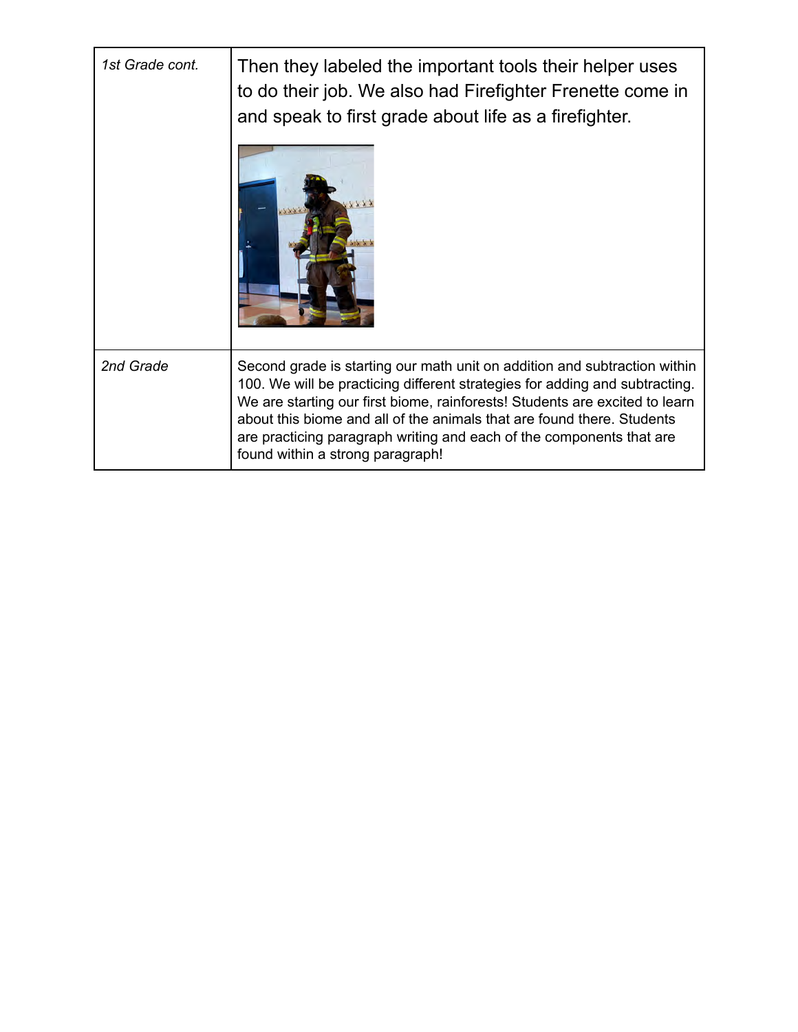| | |
|---|---|
| *1st Grade cont.* | Then they labeled the important tools their helper uses to do their job. We also had Firefighter Frenette come in and speak to first grade about life as a firefighter. |
| *2nd Grade* | Second grade is starting our math unit on addition and subtraction within 100. We will be practicing different strategies for adding and subtracting. We are starting our first biome, rainforests! Students are excited to learn about this biome and all of the animals that are found there. Students are practicing paragraph writing and each of the components that are found within a strong paragraph! |